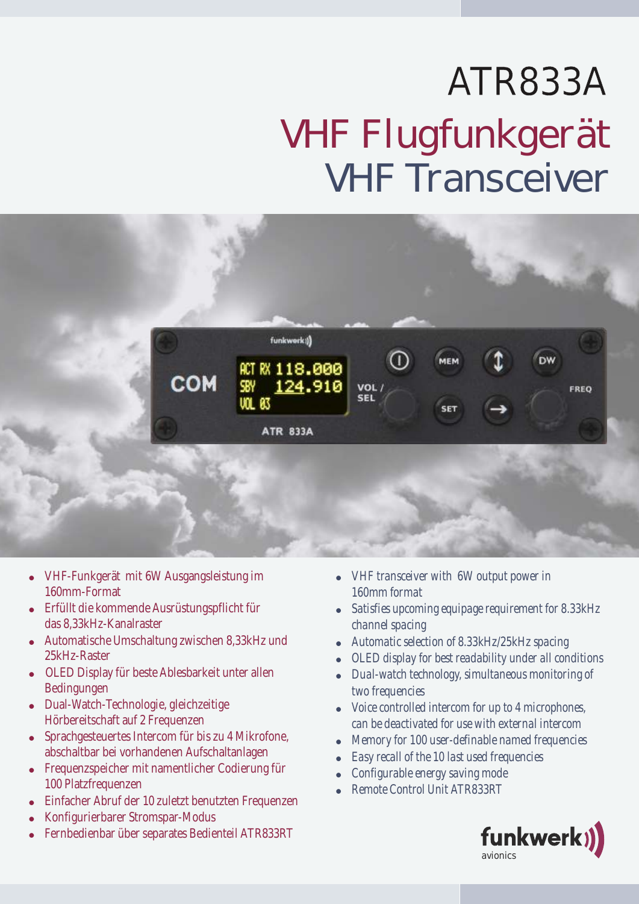# ATR833A

## VHF Flugfunkgerät
## VHF Transceiver

- VHF-Funkgerät mit 6W Ausgangsleistung im 160mm-Format
- Erfüllt die kommende Ausrüstungspflicht für das 8,33kHz-Kanalraster
- Automatische Umschaltung zwischen 8,33kHz und 25kHz-Raster
- OLED Display für beste Ablesbarkeit unter allen Bedingungen
- Dual-Watch-Technologie, gleichzeitige Hörbereitschaft auf 2 Frequenzen
- Sprachgesteuertes Intercom für bis zu 4 Mikrofone, abschaltbar bei vorhandenen Aufschaltanlagen
- Frequenzspeicher mit namentlicher Codierung für 100 Platzfrequenzen
- Einfacher Abruf der 10 zuletzt benutzten Frequenzen
- Konfigurierbarer Stromspar-Modus
- Fernbedienbar über separates Bedienteil ATR833RT

- VHF transceiver with 6W output power in 160mm format
- Satisfies upcoming equipage requirement for 8.33kHz channel spacing
- Automatic selection of 8.33kHz/25kHz spacing
- OLED display for best readability under all conditions
- Dual-watch technology, simultaneous monitoring of two frequencies
- Voice controlled intercom for up to 4 microphones, can be deactivated for use with external intercom
- Memory for 100 user-definable named frequencies
- Easy recall of the 10 last used frequencies
- Configurable energy saving mode
- Remote Control Unit ATR833RT

funkwerk avionics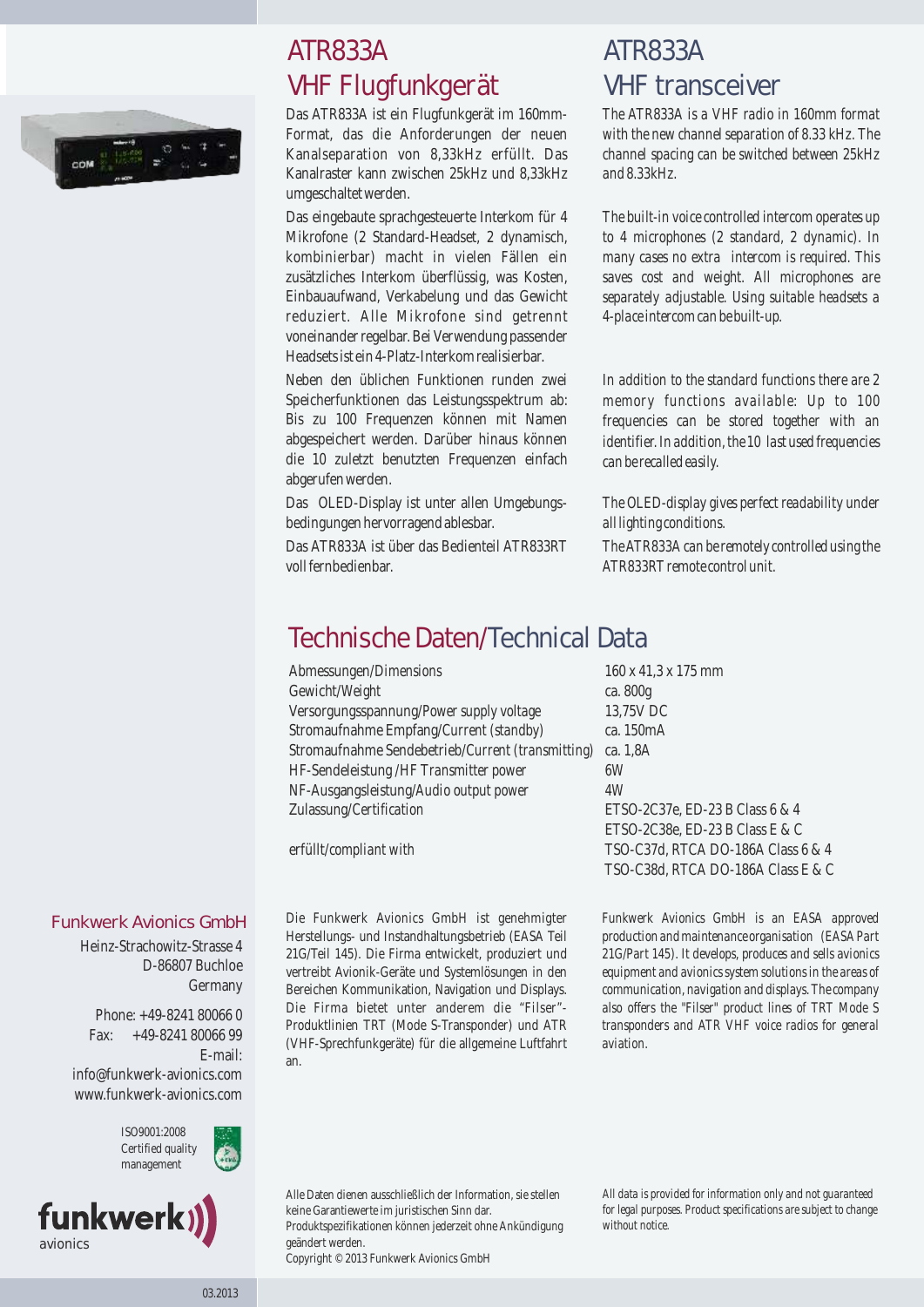# ATR833A VHF Flugfunkgerät

Das ATR833A ist ein Flugfunkgerät im 160mm-Format, das die Anforderungen der neuen Kanalseparation von 8,33kHz erfüllt. Das Kanalraster kann zwischen 25kHz und 8,33kHz umgeschaltet werden.

Das eingebaute sprachgesteuerte Interkom für 4 Mikrofone (2 Standard-Headset, 2 dynamisch, kombinierbar) macht in vielen Fällen ein zusätzliches Interkom überflüssig, was Kosten, Einbauaufwand, Verkabelung und das Gewicht reduziert. Alle Mikrofone sind getrennt voneinander regelbar. Bei Verwendung passender Headsets ist ein 4-Platz-Interkom realisierbar.

Neben den üblichen Funktionen runden zwei Speicherfunktionen das Leistungsspektrum ab: Bis zu 100 Frequenzen können mit Namen abgespeichert werden. Darüber hinaus können die 10 zuletzt benutzten Frequenzen einfach abgerufen werden.

Das OLED-Display ist unter allen Umgebungsbedingungen hervorragend ablesbar.

Das ATR833A ist über das Bedienteil ATR833RT voll fernbedienbar.

# ATR833A VHF transceiver

The ATR833A is a VHF radio in 160mm format with the new channel separation of 8.33 kHz. The channel spacing can be switched between 25kHz and 8.33kHz.

The built-in voice controlled intercom operates up to 4 microphones (2 standard, 2 dynamic). In many cases no extra intercom is required. This saves cost and weight. All microphones are separately adjustable. Using suitable headsets a 4-place intercom can be built-up.

In addition to the standard functions there are 2 memory functions available: Up to 100 frequencies can be stored together with an identifier. In addition, the 10 last used frequencies can be recalled easily.

The OLED-display gives perfect readability under all lighting conditions.

The ATR833A can be remotely controlled using the ATR833RT remote control unit.

## Technische Daten/Technical Data

| | |
|---|---|
| Abmessungen/Dimensions | 160 x 41,3 x 175 mm |
| Gewicht/Weight | ca. 800g |
| Versorgungsspannung/Power supply voltage | 13,75V DC |
| Stromaufnahme Empfang/Current (standby) | ca. 150mA |
| Stromaufnahme Sendebetrieb/Current (transmitting) | ca. 1,8A |
| HF-Sendeleistung /HF Transmitter power | 6W |
| NF-Ausgangsleistung/Audio output power | 4W |
| Zulassung/Certification | ETSO-2C37e, ED-23 B Class 6 & 4 |
| | ETSO-2C38e, ED-23 B Class E & C |
| erfüllt/compliant with | TSO-C37d, RTCA DO-186A Class 6 & 4 |
| | TSO-C38d, RTCA DO-186A Class E & C |

Die Funkwerk Avionics GmbH ist genehmigter Herstellungs- und Instandhaltungsbetrieb (EASA Teil 21G/Teil 145). Die Firma entwickelt, produziert und vertreibt Avionik-Geräte und Systemlösungen in den Bereichen Kommunikation, Navigation und Displays. Die Firma bietet unter anderem die "Filser"-Produktlinien TRT (Mode S-Transponder) und ATR (VHF-Sprechfunkgeräte) für die allgemeine Luftfahrt an.

Funkwerk Avionics GmbH is an EASA approved production and maintenance organisation (EASA Part 21G/Part 145). It develops, produces and sells avionics equipment and avionics system solutions in the areas of communication, navigation and displays. The company also offers the "Filser" product lines of TRT Mode S transponders and ATR VHF voice radios for general aviation.

**Funkwerk Avionics GmbH**
Heinz-Strachowitz-Strasse 4
D-86807 Buchloe
Germany

Phone: +49-8241 80066 0
Fax: +49-8241 80066 99
E-mail: info@funkwerk-avionics.com
www.funkwerk-avionics.com

ISO9001:2008 Certified quality management

funkwerk avionics

Alle Daten dienen ausschließlich der Information, sie stellen keine Garantiewerte im juristischen Sinn dar. Produktspezifikationen können jederzeit ohne Ankündigung geändert werden.
Copyright © 2013 Funkwerk Avionics GmbH

All data is provided for information only and not guaranteed for legal purposes. Product specifications are subject to change without notice.

03.2013